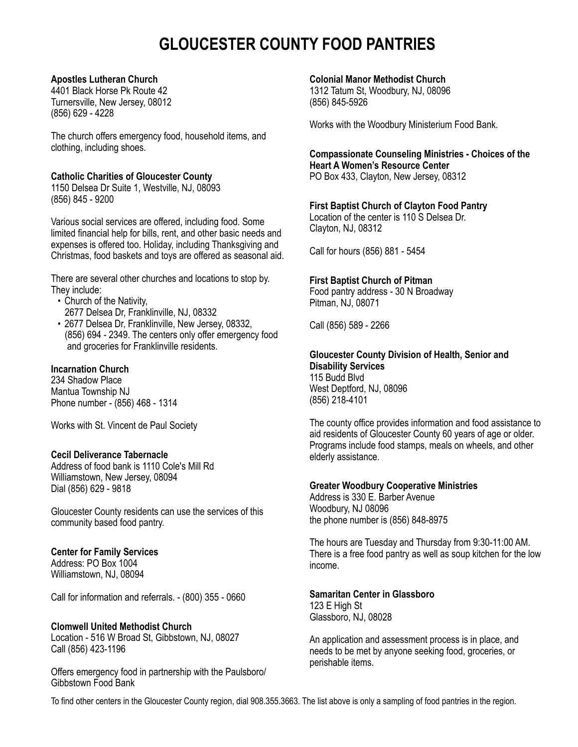# GLOUCESTER COUNTY FOOD PANTRIES

**Apostles Lutheran Church**
4401 Black Horse Pk Route 42
Turnersville, New Jersey, 08012
(856) 629 - 4228

The church offers emergency food, household items, and clothing, including shoes.

**Catholic Charities of Gloucester County**
1150 Delsea Dr Suite 1, Westville, NJ, 08093
(856) 845 - 9200

Various social services are offered, including food. Some limited financial help for bills, rent, and other basic needs and expenses is offered too. Holiday, including Thanksgiving and Christmas, food baskets and toys are offered as seasonal aid.

There are several other churches and locations to stop by. They include:

- Church of the Nativity, 2677 Delsea Dr, Franklinville, NJ, 08332
- 2677 Delsea Dr, Franklinville, New Jersey, 08332, (856) 694 - 2349. The centers only offer emergency food and groceries for Franklinville residents.

**Incarnation Church**
234 Shadow Place
Mantua Township NJ
Phone number - (856) 468 - 1314

Works with St. Vincent de Paul Society

**Cecil Deliverance Tabernacle**
Address of food bank is 1110 Cole's Mill Rd
Williamstown, New Jersey, 08094
Dial (856) 629 - 9818

Gloucester County residents can use the services of this community based food pantry.

**Center for Family Services**
Address: PO Box 1004
Williamstown, NJ, 08094

Call for information and referrals. - (800) 355 - 0660

**Clomwell United Methodist Church**
Location - 516 W Broad St, Gibbstown, NJ, 08027
Call (856) 423-1196

Offers emergency food in partnership with the Paulsboro/ Gibbstown Food Bank

**Colonial Manor Methodist Church**
1312 Tatum St, Woodbury, NJ, 08096
(856) 845-5926

Works with the Woodbury Ministerium Food Bank.

**Compassionate Counseling Ministries - Choices of the Heart A Women's Resource Center**
PO Box 433, Clayton, New Jersey, 08312

**First Baptist Church of Clayton Food Pantry**
Location of the center is 110 S Delsea Dr.
Clayton, NJ, 08312

Call for hours (856) 881 - 5454

**First Baptist Church of Pitman**
Food pantry address - 30 N Broadway
Pitman, NJ, 08071

Call (856) 589 - 2266

**Gloucester County Division of Health, Senior and Disability Services**
115 Budd Blvd
West Deptford, NJ, 08096
(856) 218-4101

The county office provides information and food assistance to aid residents of Gloucester County 60 years of age or older. Programs include food stamps, meals on wheels, and other elderly assistance.

**Greater Woodbury Cooperative Ministries**
Address is 330 E. Barber Avenue
Woodbury, NJ 08096
the phone number is (856) 848-8975

The hours are Tuesday and Thursday from 9:30-11:00 AM. There is a free food pantry as well as soup kitchen for the low income.

**Samaritan Center in Glassboro**
123 E High St
Glassboro, NJ, 08028

An application and assessment process is in place, and needs to be met by anyone seeking food, groceries, or perishable items.

To find other centers in the Gloucester County region, dial 908.355.3663. The list above is only a sampling of food pantries in the region.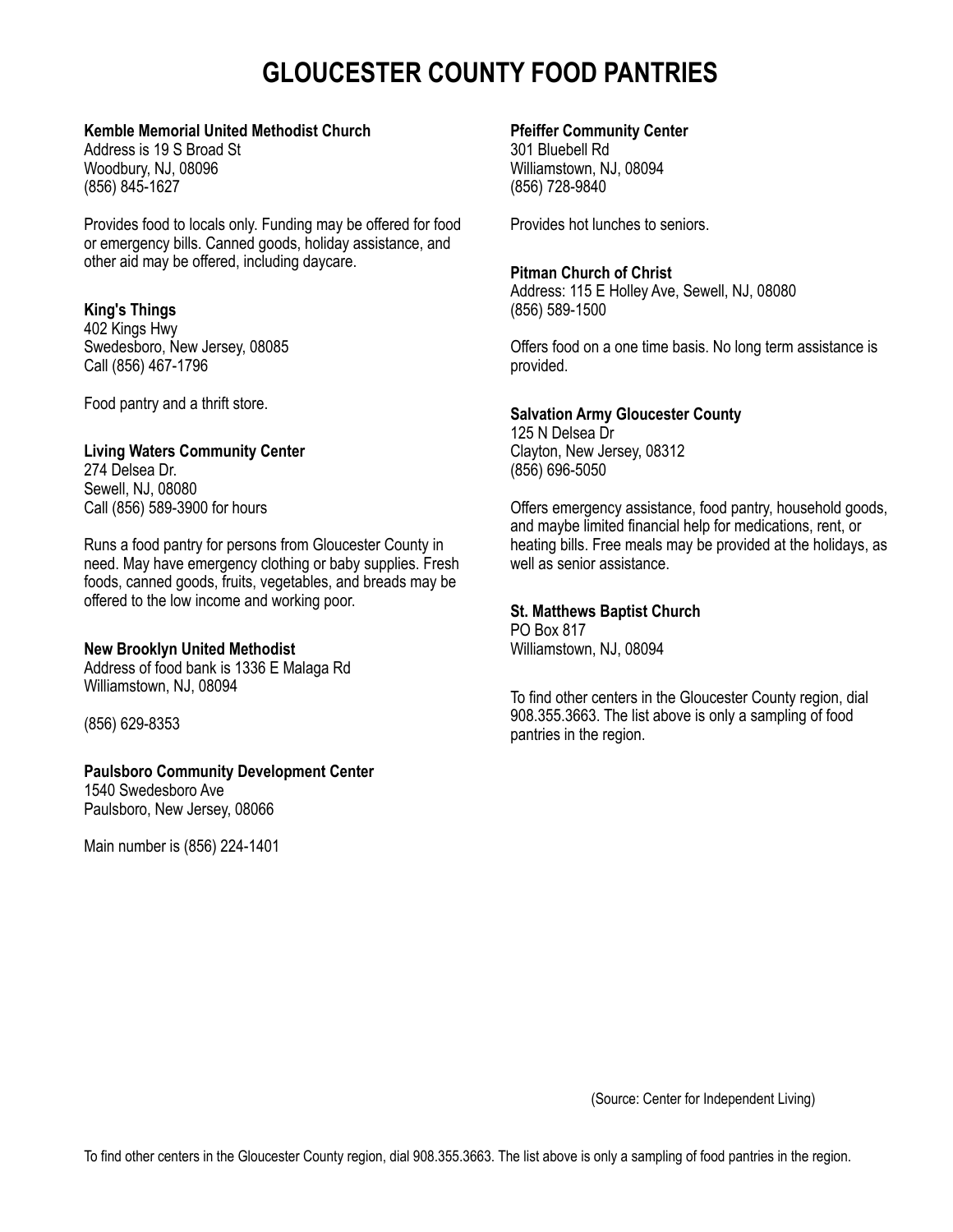# GLOUCESTER COUNTY FOOD PANTRIES

**Kemble Memorial United Methodist Church**
Address is 19 S Broad St
Woodbury, NJ, 08096
(856) 845-1627

Provides food to locals only. Funding may be offered for food or emergency bills. Canned goods, holiday assistance, and other aid may be offered, including daycare.

**King's Things**
402 Kings Hwy
Swedesboro, New Jersey, 08085
Call (856) 467-1796

Food pantry and a thrift store.

**Living Waters Community Center**
274 Delsea Dr.
Sewell, NJ, 08080
Call (856) 589-3900 for hours

Runs a food pantry for persons from Gloucester County in need. May have emergency clothing or baby supplies. Fresh foods, canned goods, fruits, vegetables, and breads may be offered to the low income and working poor.

**New Brooklyn United Methodist**
Address of food bank is 1336 E Malaga Rd
Williamstown, NJ, 08094

(856) 629-8353

**Paulsboro Community Development Center**
1540 Swedesboro Ave
Paulsboro, New Jersey, 08066

Main number is (856) 224-1401

**Pfeiffer Community Center**
301 Bluebell Rd
Williamstown, NJ, 08094
(856) 728-9840

Provides hot lunches to seniors.

**Pitman Church of Christ**
Address: 115 E Holley Ave, Sewell, NJ, 08080
(856) 589-1500

Offers food on a one time basis. No long term assistance is provided.

**Salvation Army Gloucester County**
125 N Delsea Dr
Clayton, New Jersey, 08312
(856) 696-5050

Offers emergency assistance, food pantry, household goods, and maybe limited financial help for medications, rent, or heating bills. Free meals may be provided at the holidays, as well as senior assistance.

**St. Matthews Baptist Church**
PO Box 817
Williamstown, NJ, 08094

To find other centers in the Gloucester County region, dial 908.355.3663. The list above is only a sampling of food pantries in the region.

(Source: Center for Independent Living)

To find other centers in the Gloucester County region, dial 908.355.3663. The list above is only a sampling of food pantries in the region.